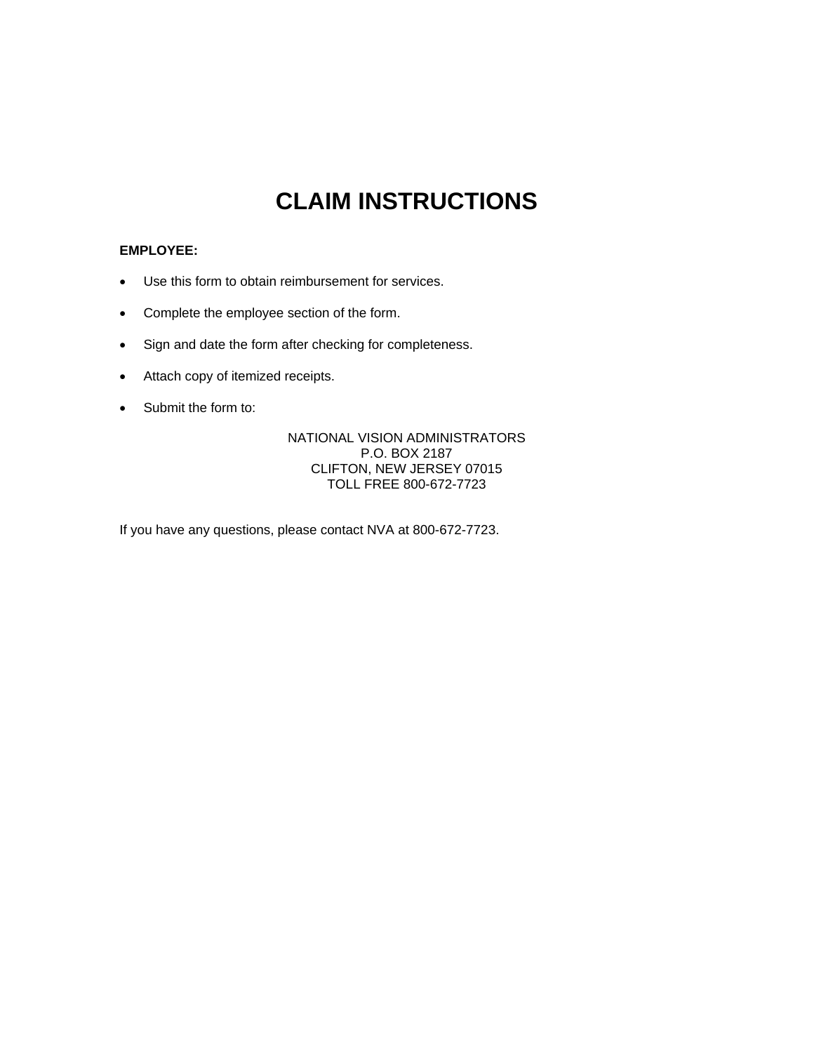# CLAIM INSTRUCTIONS

**EMPLOYEE:**

- Use this form to obtain reimbursement for services.
- Complete the employee section of the form.
- Sign and date the form after checking for completeness.
- Attach copy of itemized receipts.
- Submit the form to:

NATIONAL VISION ADMINISTRATORS
P.O. BOX 2187
CLIFTON, NEW JERSEY 07015
TOLL FREE 800-672-7723

If you have any questions, please contact NVA at 800-672-7723.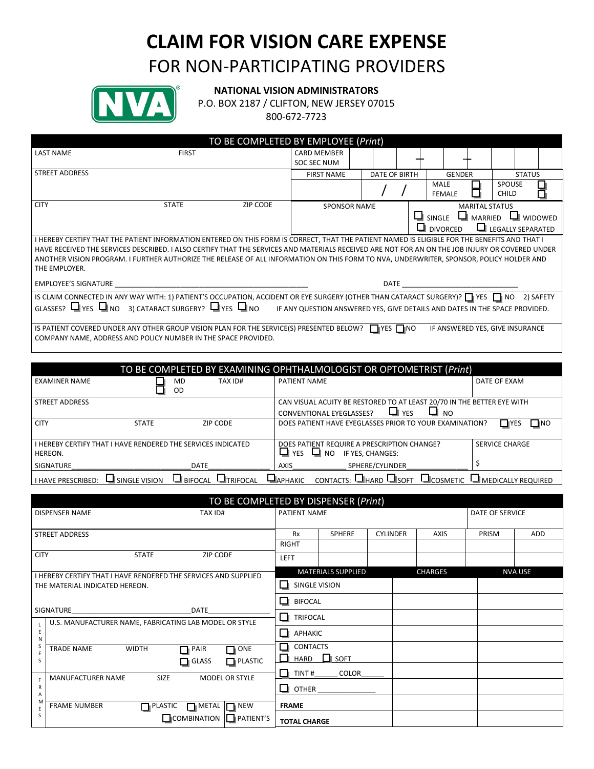# CLAIM FOR VISION CARE EXPENSE

## FOR NON-PARTICIPATING PROVIDERS

**NATIONAL VISION ADMINISTRATORS**

P.O. BOX 2187 / CLIFTON, NEW JERSEY 07015

800-672-7723

### TO BE COMPLETED BY EMPLOYEE (*Print*)

| | | | | | |
|---|---|---|---|---|---|
| LAST NAME | FIRST | | CARD MEMBER SOC SEC NUM | | |
| STREET ADDRESS | | | FIRST NAME | DATE OF BIRTH / / | GENDER ☐ MALE ☐ FEMALE | STATUS ☐ SPOUSE ☐ CHILD |
| CITY | STATE | ZIP CODE | SPONSOR NAME | MARITAL STATUS ☐ SINGLE ☐ MARRIED ☐ WIDOWED ☐ DIVORCED ☐ LEGALLY SEPARATED | |

I HEREBY CERTIFY THAT THE PATIENT INFORMATION ENTERED ON THIS FORM IS CORRECT, THAT THE PATIENT NAMED IS ELIGIBLE FOR THE BENEFITS AND THAT I HAVE RECEIVED THE SERVICES DESCRIBED. I ALSO CERTIFY THAT THE SERVICES AND MATERIALS RECEIVED ARE NOT FOR AN ON THE JOB INJURY OR COVERED UNDER ANOTHER VISION PROGRAM. I FURTHER AUTHORIZE THE RELEASE OF ALL INFORMATION ON THIS FORM TO NVA, UNDERWRITER, SPONSOR, POLICY HOLDER AND THE EMPLOYER.

EMPLOYEE'S SIGNATURE ______________________________ DATE ______________________

IS CLAIM CONNECTED IN ANY WAY WITH: 1) PATIENT'S OCCUPATION, ACCIDENT OR EYE SURGERY (OTHER THAN CATARACT SURGERY)? ☐ YES ☐ NO 2) SAFETY GLASSES? ☐ YES ☐ NO 3) CATARACT SURGERY? ☐ YES ☐ NO IF ANY QUESTION ANSWERED YES, GIVE DETAILS AND DATES IN THE SPACE PROVIDED.

IS PATIENT COVERED UNDER ANY OTHER GROUP VISION PLAN FOR THE SERVICE(S) PRESENTED BELOW? ☐ YES ☐ NO IF ANSWERED YES, GIVE INSURANCE COMPANY NAME, ADDRESS AND POLICY NUMBER IN THE SPACE PROVIDED.

### TO BE COMPLETED BY EXAMINING OPHTHALMOLOGIST OR OPTOMETRIST (*Print*)

| | | | | |
|---|---|---|---|---|
| EXAMINER NAME ☐ MD ☐ OD | | TAX ID# | PATIENT NAME | DATE OF EXAM |
| STREET ADDRESS | | | CAN VISUAL ACUITY BE RESTORED TO AT LEAST 20/70 IN THE BETTER EYE WITH CONVENTIONAL EYEGLASSES? ☐ YES ☐ NO | |
| CITY | STATE | ZIP CODE | DOES PATIENT HAVE EYEGLASSES PRIOR TO YOUR EXAMINATION? ☐ YES ☐ NO | |
| I HEREBY CERTIFY THAT I HAVE RENDERED THE SERVICES INDICATED HEREON. SIGNATURE__________ DATE__________ | | | DOES PATIENT REQUIRE A PRESCRIPTION CHANGE? ☐ YES ☐ NO IF YES, CHANGES: AXIS________ SPHERE/CYLINDER________ | SERVICE CHARGE $ |

I HAVE PRESCRIBED: ☐ SINGLE VISION ☐ BIFOCAL ☐ TRIFOCAL ☐ APHAKIC CONTACTS: ☐ HARD ☐ SOFT ☐ COSMETIC ☐ MEDICALLY REQUIRED

### TO BE COMPLETED BY DISPENSER (*Print*)

| | | |
|---|---|---|
| DISPENSER NAME | | TAX ID# |
| STREET ADDRESS | | |
| CITY | STATE | ZIP CODE |

I HEREBY CERTIFY THAT I HAVE RENDERED THE SERVICES AND SUPPLIED THE MATERIAL INDICATED HEREON.

SIGNATURE______________________ DATE______________

**LENSES**

| | | | |
|---|---|---|---|
| U.S. MANUFACTURER NAME, FABRICATING LAB MODEL OR STYLE | | | |
| TRADE NAME | WIDTH | ☐ PAIR ☐ GLASS | ☐ ONE ☐ PLASTIC |

**FRAMES**

| | | | |
|---|---|---|---|
| MANUFACTURER NAME | SIZE | MODEL OR STYLE | |
| FRAME NUMBER | ☐ PLASTIC | ☐ METAL ☐ COMBINATION | ☐ NEW ☐ PATIENT'S |

| PATIENT NAME | | | | DATE OF SERVICE | |
|---|---|---|---|---|---|
| Rx | SPHERE | CYLINDER | AXIS | PRISM | ADD |
| RIGHT | | | | | |
| LEFT | | | | | |

| MATERIALS SUPPLIED | CHARGES | NVA USE |
|---|---|---|
| ☐ SINGLE VISION | | |
| ☐ BIFOCAL | | |
| ☐ TRIFOCAL | | |
| ☐ APHAKIC | | |
| ☐ CONTACTS ☐ HARD ☐ SOFT | | |
| ☐ TINT #______ COLOR______ | | |
| ☐ OTHER ______________ | | |
| **FRAME** | | |
| **TOTAL CHARGE** | | |